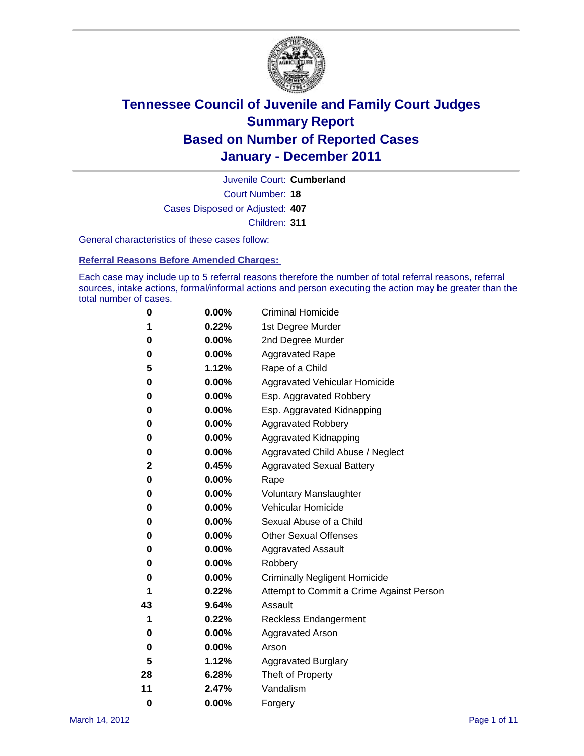# Tennessee Council of Juvenile and Family Court Judges
## Summary Report
## Based on Number of Reported Cases
## January - December 2011

Juvenile Court: **Cumberland**

Court Number: **18**

Cases Disposed or Adjusted: **407**

Children: **311**

General characteristics of these cases follow:

### Referral Reasons Before Amended Charges:

Each case may include up to 5 referral reasons therefore the number of total referral reasons, referral sources, intake actions, formal/informal actions and person executing the action may be greater than the total number of cases.

| Count | Percent | Referral Reason |
|---|---|---|
| 0 | 0.00% | Criminal Homicide |
| 1 | 0.22% | 1st Degree Murder |
| 0 | 0.00% | 2nd Degree Murder |
| 0 | 0.00% | Aggravated Rape |
| 5 | 1.12% | Rape of a Child |
| 0 | 0.00% | Aggravated Vehicular Homicide |
| 0 | 0.00% | Esp. Aggravated Robbery |
| 0 | 0.00% | Esp. Aggravated Kidnapping |
| 0 | 0.00% | Aggravated Robbery |
| 0 | 0.00% | Aggravated Kidnapping |
| 0 | 0.00% | Aggravated Child Abuse / Neglect |
| 2 | 0.45% | Aggravated Sexual Battery |
| 0 | 0.00% | Rape |
| 0 | 0.00% | Voluntary Manslaughter |
| 0 | 0.00% | Vehicular Homicide |
| 0 | 0.00% | Sexual Abuse of a Child |
| 0 | 0.00% | Other Sexual Offenses |
| 0 | 0.00% | Aggravated Assault |
| 0 | 0.00% | Robbery |
| 0 | 0.00% | Criminally Negligent Homicide |
| 1 | 0.22% | Attempt to Commit a Crime Against Person |
| 43 | 9.64% | Assault |
| 1 | 0.22% | Reckless Endangerment |
| 0 | 0.00% | Aggravated Arson |
| 0 | 0.00% | Arson |
| 5 | 1.12% | Aggravated Burglary |
| 28 | 6.28% | Theft of Property |
| 11 | 2.47% | Vandalism |
| 0 | 0.00% | Forgery |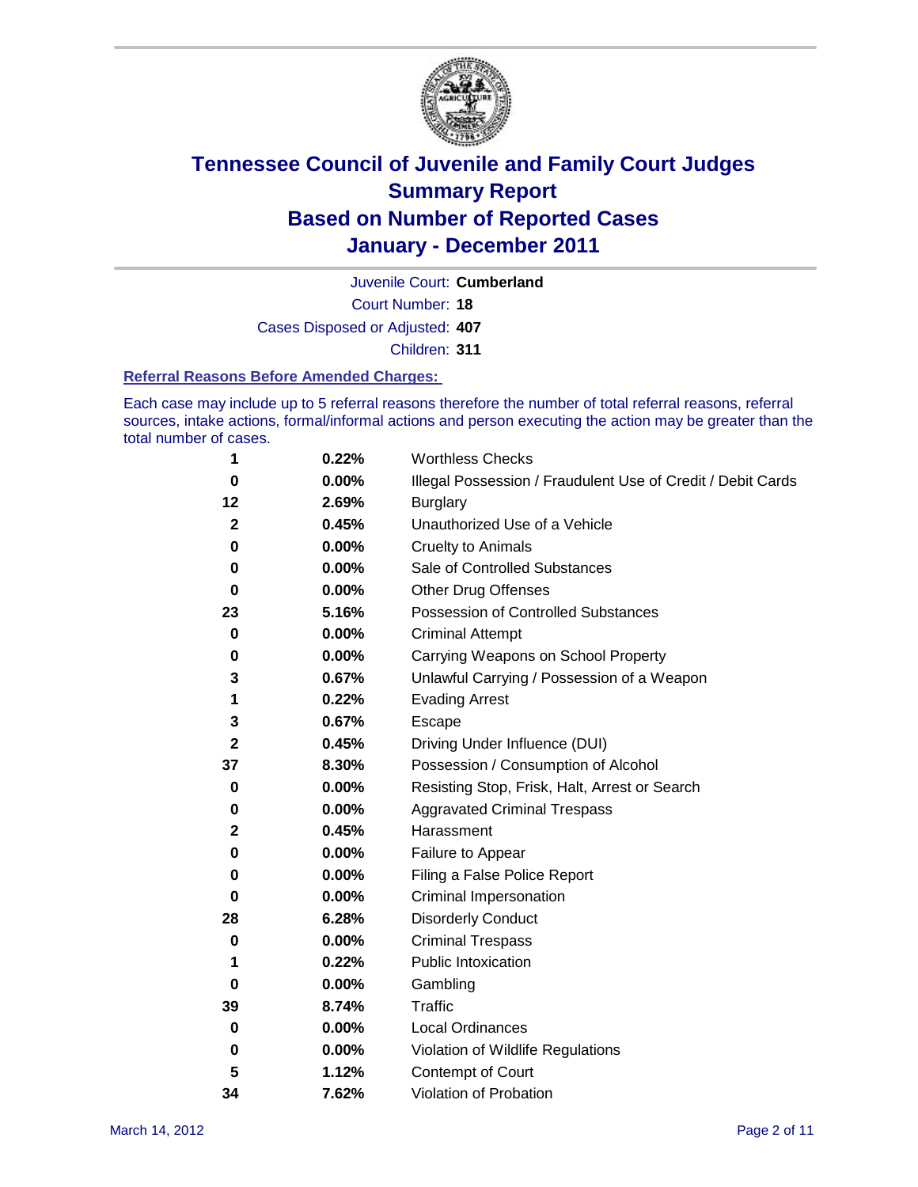# Tennessee Council of Juvenile and Family Court Judges
# Summary Report
# Based on Number of Reported Cases
# January - December 2011

Juvenile Court: **Cumberland**
Court Number: **18**
Cases Disposed or Adjusted: **407**
Children: **311**

### Referral Reasons Before Amended Charges:

Each case may include up to 5 referral reasons therefore the number of total referral reasons, referral sources, intake actions, formal/informal actions and person executing the action may be greater than the total number of cases.

| | | |
|---|---|---|
| 1 | 0.22% | Worthless Checks |
| 0 | 0.00% | Illegal Possession / Fraudulent Use of Credit / Debit Cards |
| 12 | 2.69% | Burglary |
| 2 | 0.45% | Unauthorized Use of a Vehicle |
| 0 | 0.00% | Cruelty to Animals |
| 0 | 0.00% | Sale of Controlled Substances |
| 0 | 0.00% | Other Drug Offenses |
| 23 | 5.16% | Possession of Controlled Substances |
| 0 | 0.00% | Criminal Attempt |
| 0 | 0.00% | Carrying Weapons on School Property |
| 3 | 0.67% | Unlawful Carrying / Possession of a Weapon |
| 1 | 0.22% | Evading Arrest |
| 3 | 0.67% | Escape |
| 2 | 0.45% | Driving Under Influence (DUI) |
| 37 | 8.30% | Possession / Consumption of Alcohol |
| 0 | 0.00% | Resisting Stop, Frisk, Halt, Arrest or Search |
| 0 | 0.00% | Aggravated Criminal Trespass |
| 2 | 0.45% | Harassment |
| 0 | 0.00% | Failure to Appear |
| 0 | 0.00% | Filing a False Police Report |
| 0 | 0.00% | Criminal Impersonation |
| 28 | 6.28% | Disorderly Conduct |
| 0 | 0.00% | Criminal Trespass |
| 1 | 0.22% | Public Intoxication |
| 0 | 0.00% | Gambling |
| 39 | 8.74% | Traffic |
| 0 | 0.00% | Local Ordinances |
| 0 | 0.00% | Violation of Wildlife Regulations |
| 5 | 1.12% | Contempt of Court |
| 34 | 7.62% | Violation of Probation |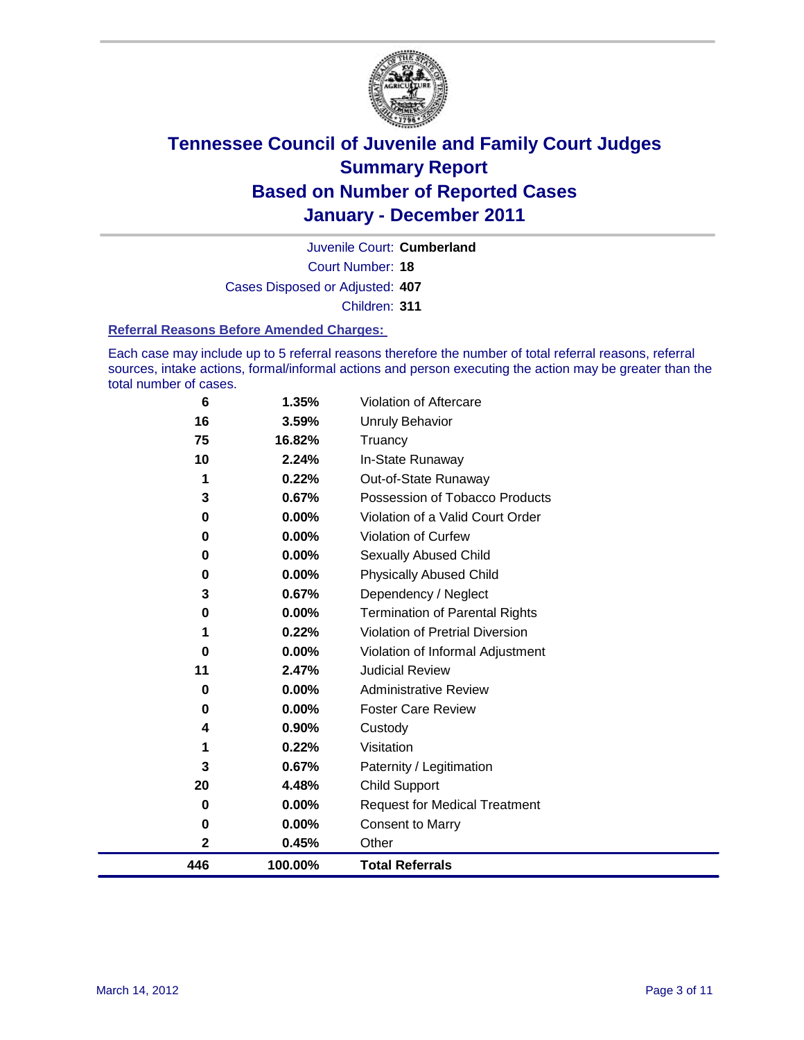# Tennessee Council of Juvenile and Family Court Judges
## Summary Report
## Based on Number of Reported Cases
## January - December 2011

Juvenile Court: **Cumberland**

Court Number: **18**

Cases Disposed or Adjusted: **407**

Children: **311**

### Referral Reasons Before Amended Charges:

Each case may include up to 5 referral reasons therefore the number of total referral reasons, referral sources, intake actions, formal/informal actions and person executing the action may be greater than the total number of cases.

| Count | Percent | Referral Reason |
|---|---|---|
| 6 | 1.35% | Violation of Aftercare |
| 16 | 3.59% | Unruly Behavior |
| 75 | 16.82% | Truancy |
| 10 | 2.24% | In-State Runaway |
| 1 | 0.22% | Out-of-State Runaway |
| 3 | 0.67% | Possession of Tobacco Products |
| 0 | 0.00% | Violation of a Valid Court Order |
| 0 | 0.00% | Violation of Curfew |
| 0 | 0.00% | Sexually Abused Child |
| 0 | 0.00% | Physically Abused Child |
| 3 | 0.67% | Dependency / Neglect |
| 0 | 0.00% | Termination of Parental Rights |
| 1 | 0.22% | Violation of Pretrial Diversion |
| 0 | 0.00% | Violation of Informal Adjustment |
| 11 | 2.47% | Judicial Review |
| 0 | 0.00% | Administrative Review |
| 0 | 0.00% | Foster Care Review |
| 4 | 0.90% | Custody |
| 1 | 0.22% | Visitation |
| 3 | 0.67% | Paternity / Legitimation |
| 20 | 4.48% | Child Support |
| 0 | 0.00% | Request for Medical Treatment |
| 0 | 0.00% | Consent to Marry |
| 2 | 0.45% | Other |
| **446** | **100.00%** | **Total Referrals** |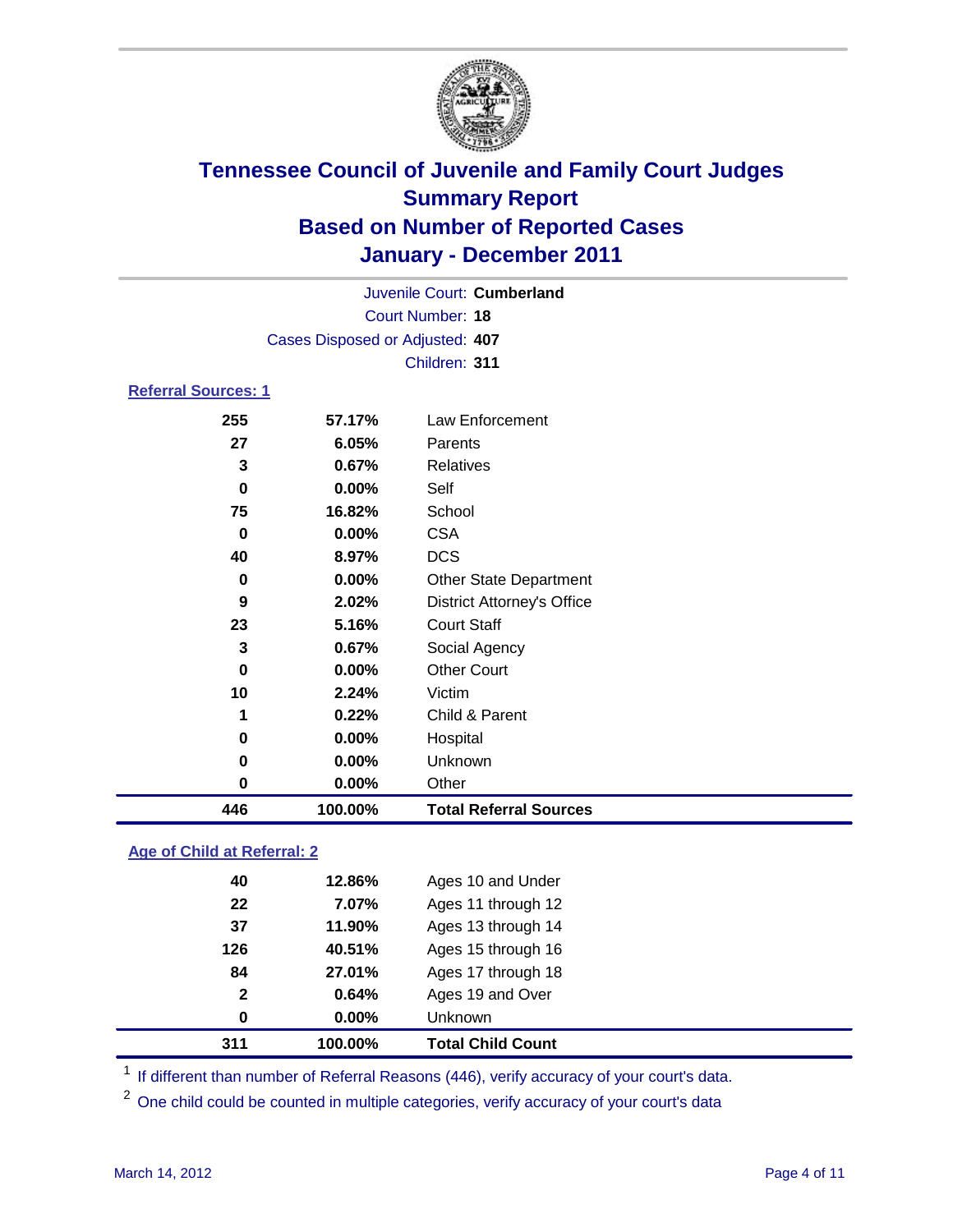# Tennessee Council of Juvenile and Family Court Judges
## Summary Report
## Based on Number of Reported Cases
## January - December 2011

Juvenile Court: **Cumberland**
Court Number: **18**
Cases Disposed or Adjusted: **407**
Children: **311**

### Referral Sources: 1

| | | |
|---|---|---|
| 255 | 57.17% | Law Enforcement |
| 27 | 6.05% | Parents |
| 3 | 0.67% | Relatives |
| 0 | 0.00% | Self |
| 75 | 16.82% | School |
| 0 | 0.00% | CSA |
| 40 | 8.97% | DCS |
| 0 | 0.00% | Other State Department |
| 9 | 2.02% | District Attorney's Office |
| 23 | 5.16% | Court Staff |
| 3 | 0.67% | Social Agency |
| 0 | 0.00% | Other Court |
| 10 | 2.24% | Victim |
| 1 | 0.22% | Child & Parent |
| 0 | 0.00% | Hospital |
| 0 | 0.00% | Unknown |
| 0 | 0.00% | Other |
| **446** | **100.00%** | **Total Referral Sources** |

### Age of Child at Referral: 2

| | | |
|---|---|---|
| 40 | 12.86% | Ages 10 and Under |
| 22 | 7.07% | Ages 11 through 12 |
| 37 | 11.90% | Ages 13 through 14 |
| 126 | 40.51% | Ages 15 through 16 |
| 84 | 27.01% | Ages 17 through 18 |
| 2 | 0.64% | Ages 19 and Over |
| 0 | 0.00% | Unknown |
| **311** | **100.00%** | **Total Child Count** |

[1] If different than number of Referral Reasons (446), verify accuracy of your court's data.

[2] One child could be counted in multiple categories, verify accuracy of your court's data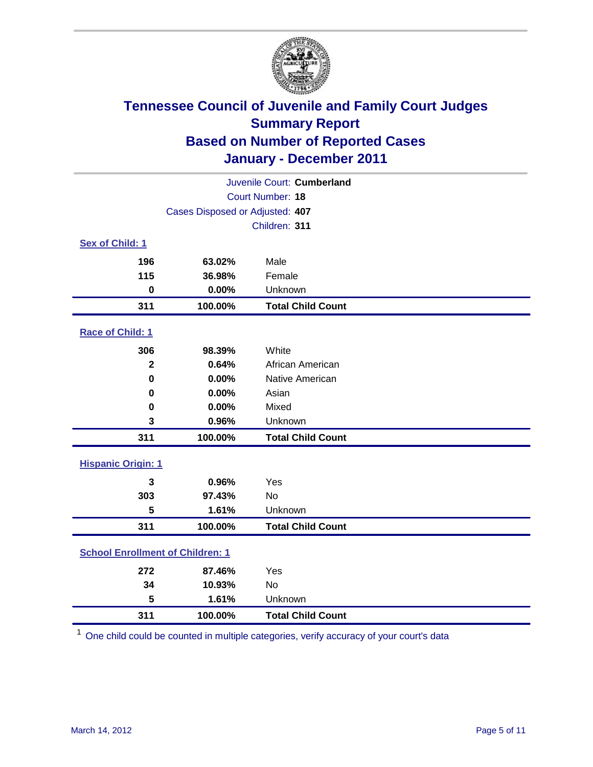# Tennessee Council of Juvenile and Family Court Judges
## Summary Report
## Based on Number of Reported Cases
## January - December 2011

Juvenile Court: **Cumberland**
Court Number: **18**
Cases Disposed or Adjusted: **407**
Children: **311**

### Sex of Child: 1

| | | |
|---|---|---|
| 196 | 63.02% | Male |
| 115 | 36.98% | Female |
| 0 | 0.00% | Unknown |
| **311** | **100.00%** | **Total Child Count** |

### Race of Child: 1

| | | |
|---|---|---|
| 306 | 98.39% | White |
| 2 | 0.64% | African American |
| 0 | 0.00% | Native American |
| 0 | 0.00% | Asian |
| 0 | 0.00% | Mixed |
| 3 | 0.96% | Unknown |
| **311** | **100.00%** | **Total Child Count** |

### Hispanic Origin: 1

| | | |
|---|---|---|
| 3 | 0.96% | Yes |
| 303 | 97.43% | No |
| 5 | 1.61% | Unknown |
| **311** | **100.00%** | **Total Child Count** |

### School Enrollment of Children: 1

| | | |
|---|---|---|
| 272 | 87.46% | Yes |
| 34 | 10.93% | No |
| 5 | 1.61% | Unknown |
| **311** | **100.00%** | **Total Child Count** |

[1] One child could be counted in multiple categories, verify accuracy of your court's data

March 14, 2012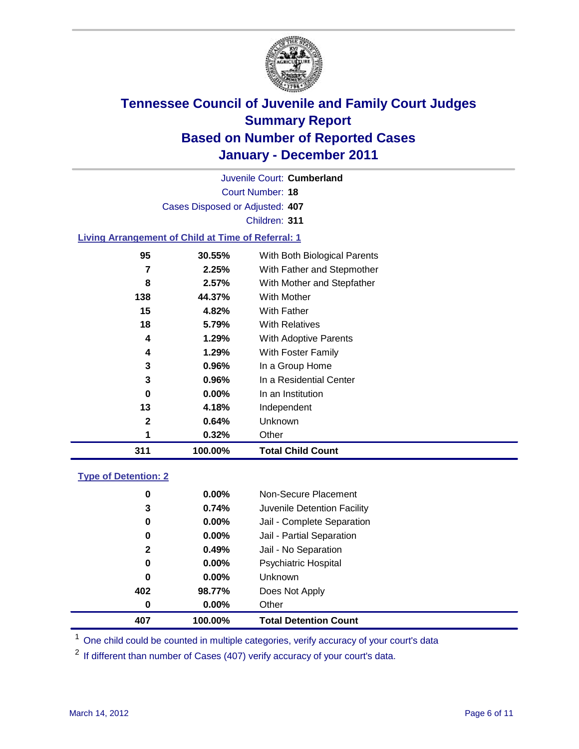# Tennessee Council of Juvenile and Family Court Judges
## Summary Report
## Based on Number of Reported Cases
## January - December 2011

Juvenile Court: **Cumberland**

Court Number: **18**

Cases Disposed or Adjusted: **407**

Children: **311**

### Living Arrangement of Child at Time of Referral: 1

| | | |
|---|---|---|
| 95 | 30.55% | With Both Biological Parents |
| 7 | 2.25% | With Father and Stepmother |
| 8 | 2.57% | With Mother and Stepfather |
| 138 | 44.37% | With Mother |
| 15 | 4.82% | With Father |
| 18 | 5.79% | With Relatives |
| 4 | 1.29% | With Adoptive Parents |
| 4 | 1.29% | With Foster Family |
| 3 | 0.96% | In a Group Home |
| 3 | 0.96% | In a Residential Center |
| 0 | 0.00% | In an Institution |
| 13 | 4.18% | Independent |
| 2 | 0.64% | Unknown |
| 1 | 0.32% | Other |
| **311** | **100.00%** | **Total Child Count** |

### Type of Detention: 2

| | | |
|---|---|---|
| 0 | 0.00% | Non-Secure Placement |
| 3 | 0.74% | Juvenile Detention Facility |
| 0 | 0.00% | Jail - Complete Separation |
| 0 | 0.00% | Jail - Partial Separation |
| 2 | 0.49% | Jail - No Separation |
| 0 | 0.00% | Psychiatric Hospital |
| 0 | 0.00% | Unknown |
| 402 | 98.77% | Does Not Apply |
| 0 | 0.00% | Other |
| **407** | **100.00%** | **Total Detention Count** |

[1] One child could be counted in multiple categories, verify accuracy of your court's data

[2] If different than number of Cases (407) verify accuracy of your court's data.

March 14, 2012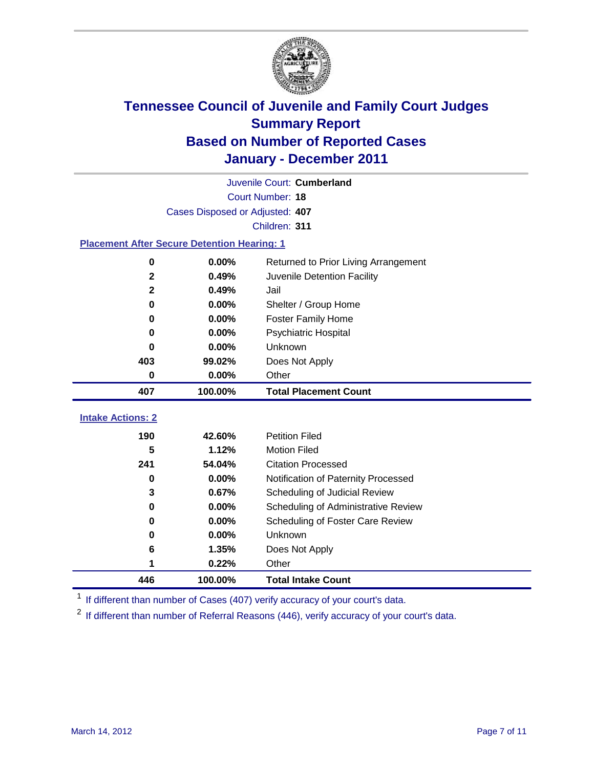# Tennessee Council of Juvenile and Family Court Judges
## Summary Report
## Based on Number of Reported Cases
## January - December 2011

Juvenile Court: **Cumberland**

Court Number: **18**

Cases Disposed or Adjusted: **407**

Children: **311**

### Placement After Secure Detention Hearing: 1

| | | |
|---|---|---|
| 0 | 0.00% | Returned to Prior Living Arrangement |
| 2 | 0.49% | Juvenile Detention Facility |
| 2 | 0.49% | Jail |
| 0 | 0.00% | Shelter / Group Home |
| 0 | 0.00% | Foster Family Home |
| 0 | 0.00% | Psychiatric Hospital |
| 0 | 0.00% | Unknown |
| 403 | 99.02% | Does Not Apply |
| 0 | 0.00% | Other |
| **407** | **100.00%** | **Total Placement Count** |

### Intake Actions: 2

| | | |
|---|---|---|
| 190 | 42.60% | Petition Filed |
| 5 | 1.12% | Motion Filed |
| 241 | 54.04% | Citation Processed |
| 0 | 0.00% | Notification of Paternity Processed |
| 3 | 0.67% | Scheduling of Judicial Review |
| 0 | 0.00% | Scheduling of Administrative Review |
| 0 | 0.00% | Scheduling of Foster Care Review |
| 0 | 0.00% | Unknown |
| 6 | 1.35% | Does Not Apply |
| 1 | 0.22% | Other |
| **446** | **100.00%** | **Total Intake Count** |

[1] If different than number of Cases (407) verify accuracy of your court's data.

[2] If different than number of Referral Reasons (446), verify accuracy of your court's data.

March 14, 2012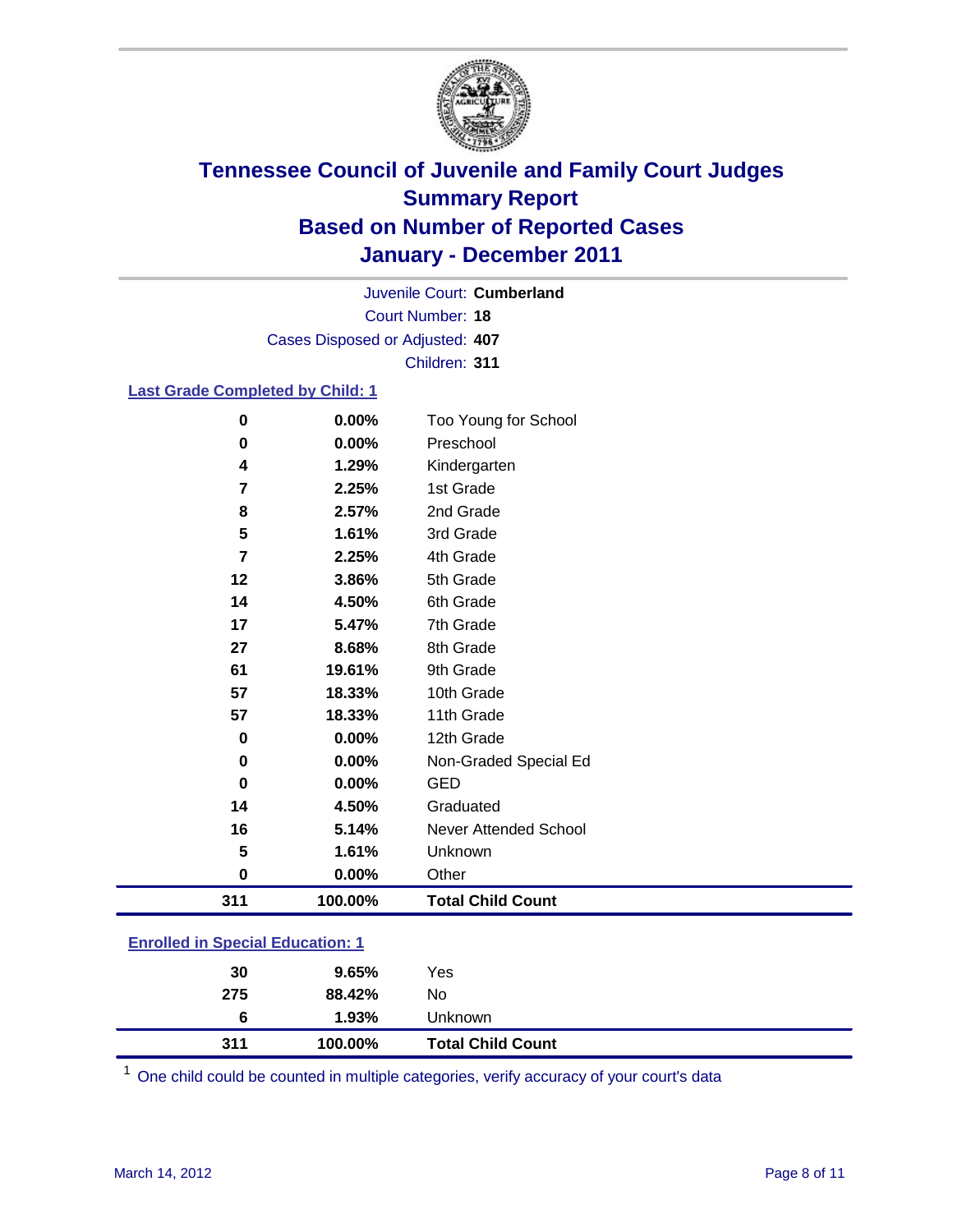# Tennessee Council of Juvenile and Family Court Judges
## Summary Report
## Based on Number of Reported Cases
## January - December 2011

Juvenile Court: **Cumberland**

Court Number: **18**

Cases Disposed or Adjusted: **407**

Children: **311**

### Last Grade Completed by Child: 1

| Count | Percent | Category |
|---|---|---|
| 0 | 0.00% | Too Young for School |
| 0 | 0.00% | Preschool |
| 4 | 1.29% | Kindergarten |
| 7 | 2.25% | 1st Grade |
| 8 | 2.57% | 2nd Grade |
| 5 | 1.61% | 3rd Grade |
| 7 | 2.25% | 4th Grade |
| 12 | 3.86% | 5th Grade |
| 14 | 4.50% | 6th Grade |
| 17 | 5.47% | 7th Grade |
| 27 | 8.68% | 8th Grade |
| 61 | 19.61% | 9th Grade |
| 57 | 18.33% | 10th Grade |
| 57 | 18.33% | 11th Grade |
| 0 | 0.00% | 12th Grade |
| 0 | 0.00% | Non-Graded Special Ed |
| 0 | 0.00% | GED |
| 14 | 4.50% | Graduated |
| 16 | 5.14% | Never Attended School |
| 5 | 1.61% | Unknown |
| 0 | 0.00% | Other |
| **311** | **100.00%** | **Total Child Count** |

### Enrolled in Special Education: 1

| Count | Percent | Category |
|---|---|---|
| 30 | 9.65% | Yes |
| 275 | 88.42% | No |
| 6 | 1.93% | Unknown |
| **311** | **100.00%** | **Total Child Count** |

[1] One child could be counted in multiple categories, verify accuracy of your court's data

March 14, 2012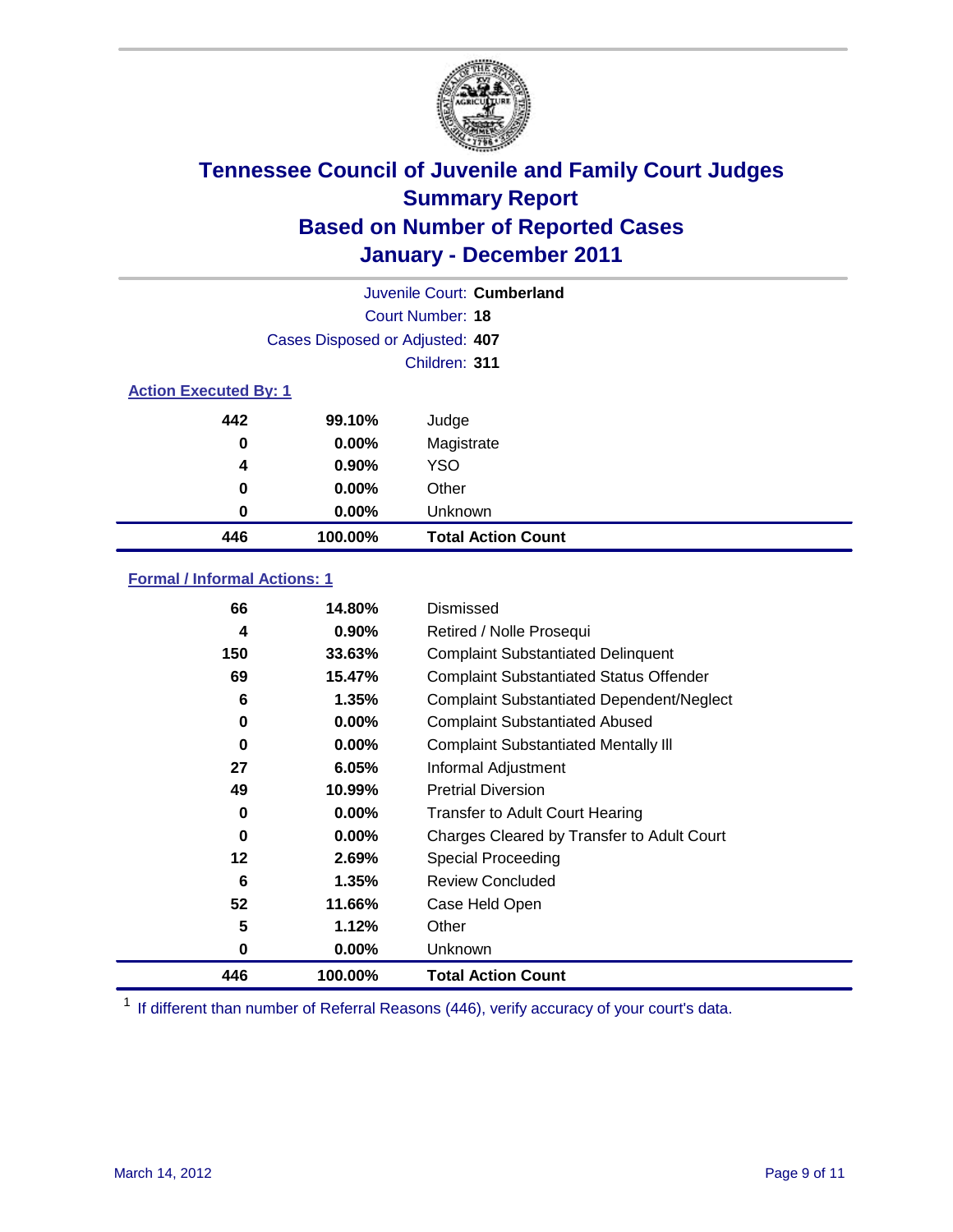# Tennessee Council of Juvenile and Family Court Judges
## Summary Report
## Based on Number of Reported Cases
## January - December 2011

Juvenile Court: **Cumberland**
Court Number: **18**
Cases Disposed or Adjusted: **407**
Children: **311**

### Action Executed By: 1

| | | |
|---|---|---|
| 442 | 99.10% | Judge |
| 0 | 0.00% | Magistrate |
| 4 | 0.90% | YSO |
| 0 | 0.00% | Other |
| 0 | 0.00% | Unknown |
| **446** | **100.00%** | **Total Action Count** |

### Formal / Informal Actions: 1

| | | |
|---|---|---|
| 66 | 14.80% | Dismissed |
| 4 | 0.90% | Retired / Nolle Prosequi |
| 150 | 33.63% | Complaint Substantiated Delinquent |
| 69 | 15.47% | Complaint Substantiated Status Offender |
| 6 | 1.35% | Complaint Substantiated Dependent/Neglect |
| 0 | 0.00% | Complaint Substantiated Abused |
| 0 | 0.00% | Complaint Substantiated Mentally Ill |
| 27 | 6.05% | Informal Adjustment |
| 49 | 10.99% | Pretrial Diversion |
| 0 | 0.00% | Transfer to Adult Court Hearing |
| 0 | 0.00% | Charges Cleared by Transfer to Adult Court |
| 12 | 2.69% | Special Proceeding |
| 6 | 1.35% | Review Concluded |
| 52 | 11.66% | Case Held Open |
| 5 | 1.12% | Other |
| 0 | 0.00% | Unknown |
| **446** | **100.00%** | **Total Action Count** |

[1] If different than number of Referral Reasons (446), verify accuracy of your court's data.

March 14, 2012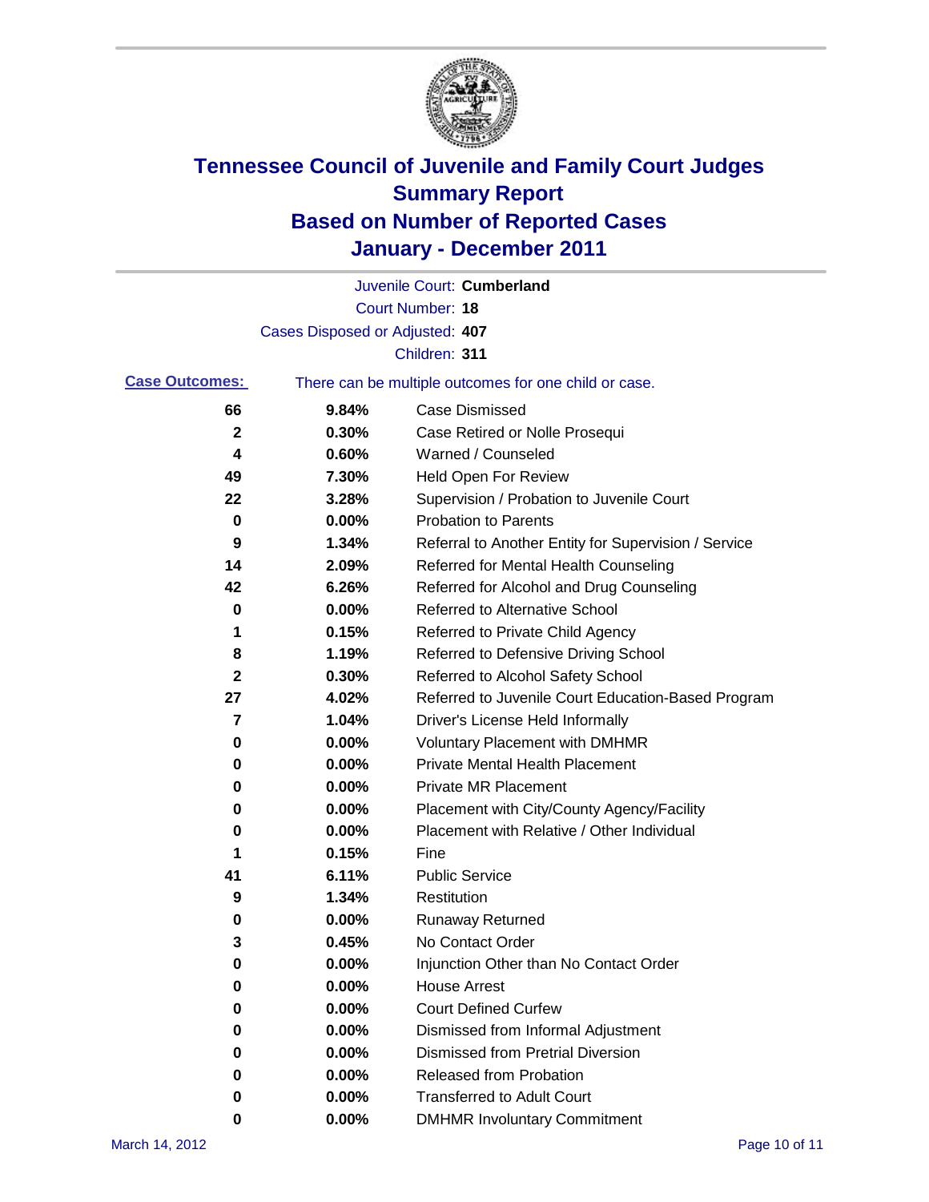# Tennessee Council of Juvenile and Family Court Judges
## Summary Report
## Based on Number of Reported Cases
## January - December 2011

Juvenile Court: **Cumberland**

Court Number: **18**

Cases Disposed or Adjusted: **407**

Children: **311**

**Case Outcomes:** There can be multiple outcomes for one child or case.

| Count | Percent | Outcome |
|---|---|---|
| 66 | 9.84% | Case Dismissed |
| 2 | 0.30% | Case Retired or Nolle Prosequi |
| 4 | 0.60% | Warned / Counseled |
| 49 | 7.30% | Held Open For Review |
| 22 | 3.28% | Supervision / Probation to Juvenile Court |
| 0 | 0.00% | Probation to Parents |
| 9 | 1.34% | Referral to Another Entity for Supervision / Service |
| 14 | 2.09% | Referred for Mental Health Counseling |
| 42 | 6.26% | Referred for Alcohol and Drug Counseling |
| 0 | 0.00% | Referred to Alternative School |
| 1 | 0.15% | Referred to Private Child Agency |
| 8 | 1.19% | Referred to Defensive Driving School |
| 2 | 0.30% | Referred to Alcohol Safety School |
| 27 | 4.02% | Referred to Juvenile Court Education-Based Program |
| 7 | 1.04% | Driver's License Held Informally |
| 0 | 0.00% | Voluntary Placement with DMHMR |
| 0 | 0.00% | Private Mental Health Placement |
| 0 | 0.00% | Private MR Placement |
| 0 | 0.00% | Placement with City/County Agency/Facility |
| 0 | 0.00% | Placement with Relative / Other Individual |
| 1 | 0.15% | Fine |
| 41 | 6.11% | Public Service |
| 9 | 1.34% | Restitution |
| 0 | 0.00% | Runaway Returned |
| 3 | 0.45% | No Contact Order |
| 0 | 0.00% | Injunction Other than No Contact Order |
| 0 | 0.00% | House Arrest |
| 0 | 0.00% | Court Defined Curfew |
| 0 | 0.00% | Dismissed from Informal Adjustment |
| 0 | 0.00% | Dismissed from Pretrial Diversion |
| 0 | 0.00% | Released from Probation |
| 0 | 0.00% | Transferred to Adult Court |
| 0 | 0.00% | DMHMR Involuntary Commitment |

March 14, 2012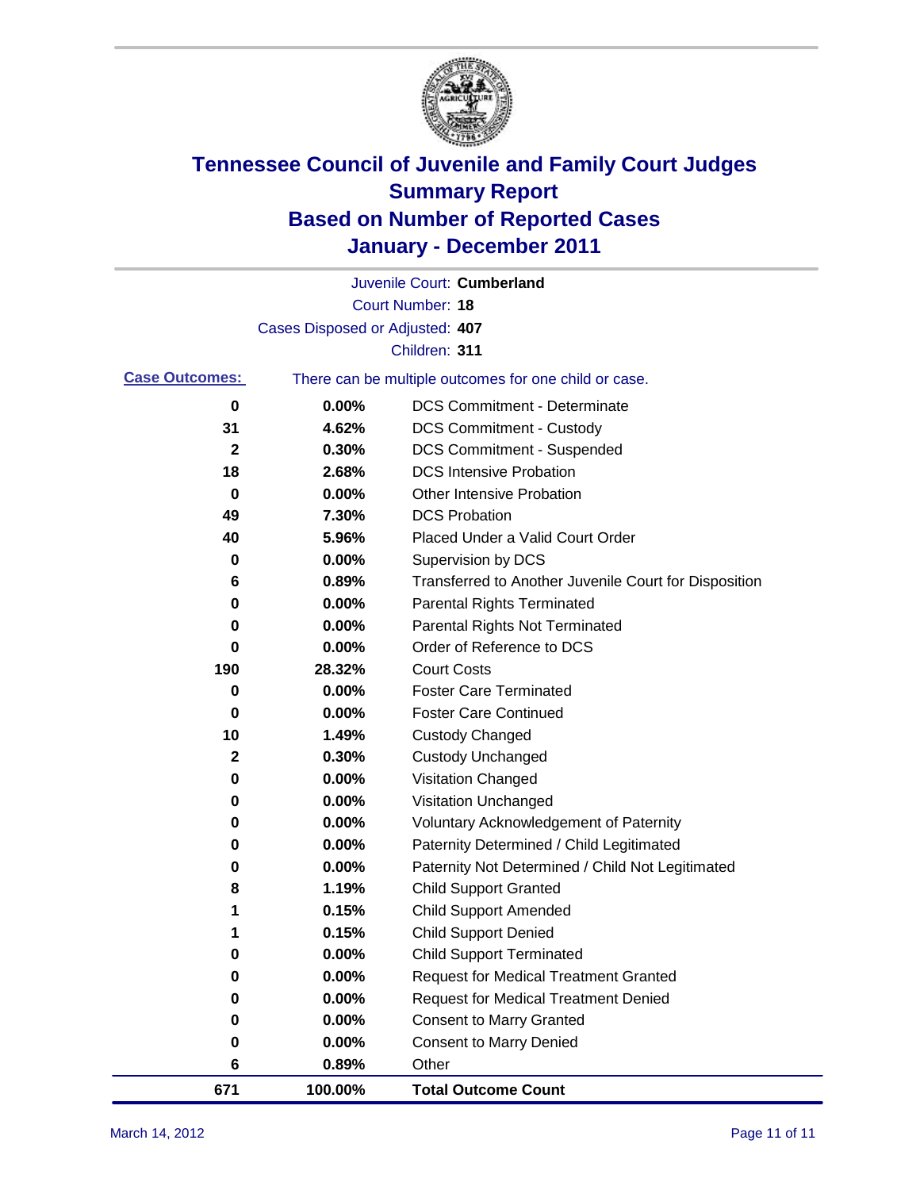# Tennessee Council of Juvenile and Family Court Judges
# Summary Report
# Based on Number of Reported Cases
# January - December 2011

Juvenile Court: **Cumberland**

Court Number: **18**

Cases Disposed or Adjusted: **407**

Children: **311**

**Case Outcomes:** There can be multiple outcomes for one child or case.

| | | |
|---|---|---|
| 0 | 0.00% | DCS Commitment - Determinate |
| 31 | 4.62% | DCS Commitment - Custody |
| 2 | 0.30% | DCS Commitment - Suspended |
| 18 | 2.68% | DCS Intensive Probation |
| 0 | 0.00% | Other Intensive Probation |
| 49 | 7.30% | DCS Probation |
| 40 | 5.96% | Placed Under a Valid Court Order |
| 0 | 0.00% | Supervision by DCS |
| 6 | 0.89% | Transferred to Another Juvenile Court for Disposition |
| 0 | 0.00% | Parental Rights Terminated |
| 0 | 0.00% | Parental Rights Not Terminated |
| 0 | 0.00% | Order of Reference to DCS |
| 190 | 28.32% | Court Costs |
| 0 | 0.00% | Foster Care Terminated |
| 0 | 0.00% | Foster Care Continued |
| 10 | 1.49% | Custody Changed |
| 2 | 0.30% | Custody Unchanged |
| 0 | 0.00% | Visitation Changed |
| 0 | 0.00% | Visitation Unchanged |
| 0 | 0.00% | Voluntary Acknowledgement of Paternity |
| 0 | 0.00% | Paternity Determined / Child Legitimated |
| 0 | 0.00% | Paternity Not Determined / Child Not Legitimated |
| 8 | 1.19% | Child Support Granted |
| 1 | 0.15% | Child Support Amended |
| 1 | 0.15% | Child Support Denied |
| 0 | 0.00% | Child Support Terminated |
| 0 | 0.00% | Request for Medical Treatment Granted |
| 0 | 0.00% | Request for Medical Treatment Denied |
| 0 | 0.00% | Consent to Marry Granted |
| 0 | 0.00% | Consent to Marry Denied |
| 6 | 0.89% | Other |
| **671** | **100.00%** | **Total Outcome Count** |